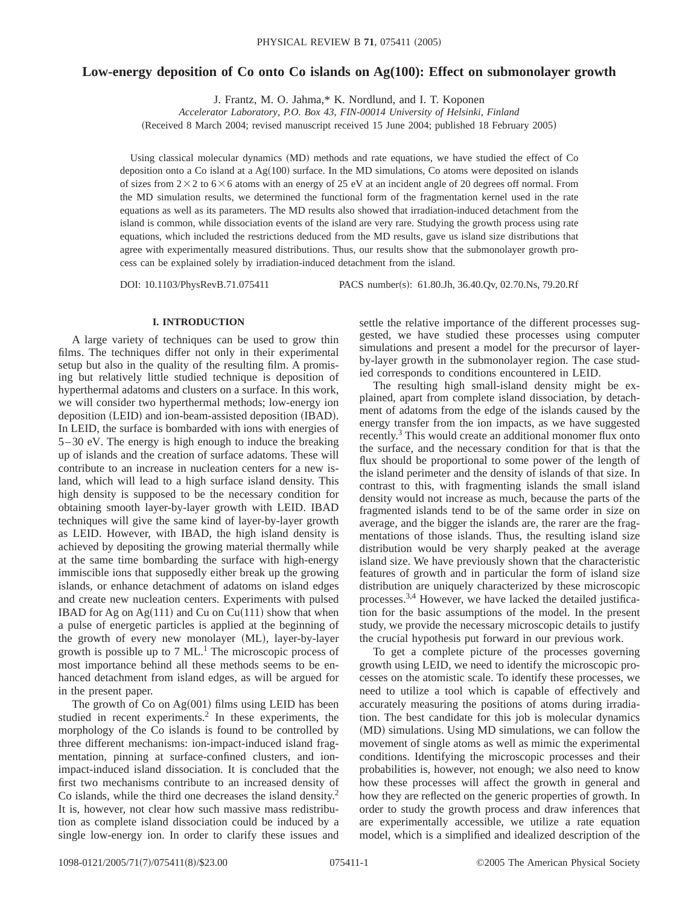# Low-energy deposition of Co onto Co islands on Ag(100): Effect on submonolayer growth

J. Frantz, M. O. Jahma,* K. Nordlund, and I. T. Koponen

*Accelerator Laboratory, P.O. Box 43, FIN-00014 University of Helsinki, Finland*

(Received 8 March 2004; revised manuscript received 15 June 2004; published 18 February 2005)

Using classical molecular dynamics (MD) methods and rate equations, we have studied the effect of Co deposition onto a Co island at a Ag(100) surface. In the MD simulations, Co atoms were deposited on islands of sizes from $2\times2$ to $6\times6$ atoms with an energy of 25 eV at an incident angle of 20 degrees off normal. From the MD simulation results, we determined the functional form of the fragmentation kernel used in the rate equations as well as its parameters. The MD results also showed that irradiation-induced detachment from the island is common, while dissociation events of the island are very rare. Studying the growth process using rate equations, which included the restrictions deduced from the MD results, gave us island size distributions that agree with experimentally measured distributions. Thus, our results show that the submonolayer growth process can be explained solely by irradiation-induced detachment from the island.

DOI: 10.1103/PhysRevB.71.075411 PACS number(s): 61.80.Jh, 36.40.Qv, 02.70.Ns, 79.20.Rf

## I. INTRODUCTION

A large variety of techniques can be used to grow thin films. The techniques differ not only in their experimental setup but also in the quality of the resulting film. A promising but relatively little studied technique is deposition of hyperthermal adatoms and clusters on a surface. In this work, we will consider two hyperthermal methods; low-energy ion deposition (LEID) and ion-beam-assisted deposition (IBAD). In LEID, the surface is bombarded with ions with energies of 5–30 eV. The energy is high enough to induce the breaking up of islands and the creation of surface adatoms. These will contribute to an increase in nucleation centers for a new island, which will lead to a high surface island density. This high density is supposed to be the necessary condition for obtaining smooth layer-by-layer growth with LEID. IBAD techniques will give the same kind of layer-by-layer growth as LEID. However, with IBAD, the high island density is achieved by depositing the growing material thermally while at the same time bombarding the surface with high-energy immiscible ions that supposedly either break up the growing islands, or enhance detachment of adatoms on island edges and create new nucleation centers. Experiments with pulsed IBAD for Ag on Ag(111) and Cu on Cu(111) show that when a pulse of energetic particles is applied at the beginning of the growth of every new monolayer (ML), layer-by-layer growth is possible up to 7 ML.[1] The microscopic process of most importance behind all these methods seems to be enhanced detachment from island edges, as will be argued for in the present paper.

The growth of Co on Ag(001) films using LEID has been studied in recent experiments.[2] In these experiments, the morphology of the Co islands is found to be controlled by three different mechanisms: ion-impact-induced island fragmentation, pinning at surface-confined clusters, and ion-impact-induced island dissociation. It is concluded that the first two mechanisms contribute to an increased density of Co islands, while the third one decreases the island density.[2] It is, however, not clear how such massive mass redistribution as complete island dissociation could be induced by a single low-energy ion. In order to clarify these issues and settle the relative importance of the different processes suggested, we have studied these processes using computer simulations and present a model for the precursor of layer-by-layer growth in the submonolayer region. The case studied corresponds to conditions encountered in LEID.

The resulting high small-island density might be explained, apart from complete island dissociation, by detachment of adatoms from the edge of the islands caused by the energy transfer from the ion impacts, as we have suggested recently.[3] This would create an additional monomer flux onto the surface, and the necessary condition for that is that the flux should be proportional to some power of the length of the island perimeter and the density of islands of that size. In contrast to this, with fragmenting islands the small island density would not increase as much, because the parts of the fragmented islands tend to be of the same order in size on average, and the bigger the islands are, the rarer are the fragmentations of those islands. Thus, the resulting island size distribution would be very sharply peaked at the average island size. We have previously shown that the characteristic features of growth and in particular the form of island size distribution are uniquely characterized by these microscopic processes.[3,4] However, we have lacked the detailed justification for the basic assumptions of the model. In the present study, we provide the necessary microscopic details to justify the crucial hypothesis put forward in our previous work.

To get a complete picture of the processes governing growth using LEID, we need to identify the microscopic processes on the atomistic scale. To identify these processes, we need to utilize a tool which is capable of effectively and accurately measuring the positions of atoms during irradiation. The best candidate for this job is molecular dynamics (MD) simulations. Using MD simulations, we can follow the movement of single atoms as well as mimic the experimental conditions. Identifying the microscopic processes and their probabilities is, however, not enough; we also need to know how these processes will affect the growth in general and how they are reflected on the generic properties of growth. In order to study the growth process and draw inferences that are experimentally accessible, we utilize a rate equation model, which is a simplified and idealized description of the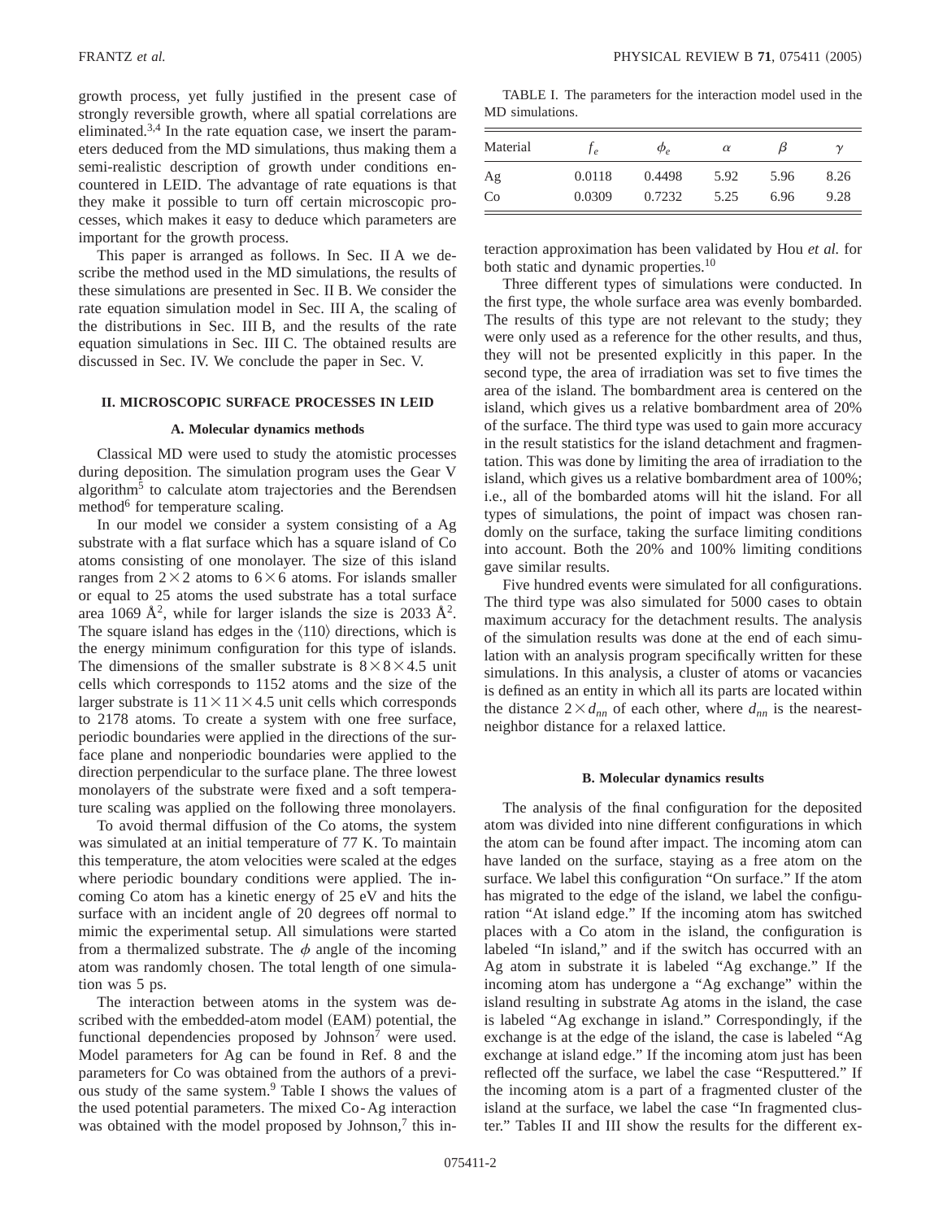growth process, yet fully justified in the present case of strongly reversible growth, where all spatial correlations are eliminated.[3,4] In the rate equation case, we insert the parameters deduced from the MD simulations, thus making them a semi-realistic description of growth under conditions encountered in LEID. The advantage of rate equations is that they make it possible to turn off certain microscopic processes, which makes it easy to deduce which parameters are important for the growth process.

This paper is arranged as follows. In Sec. II A we describe the method used in the MD simulations, the results of these simulations are presented in Sec. II B. We consider the rate equation simulation model in Sec. III A, the scaling of the distributions in Sec. III B, and the results of the rate equation simulations in Sec. III C. The obtained results are discussed in Sec. IV. We conclude the paper in Sec. V.

## II. MICROSCOPIC SURFACE PROCESSES IN LEID

### A. Molecular dynamics methods

Classical MD were used to study the atomistic processes during deposition. The simulation program uses the Gear V algorithm[5] to calculate atom trajectories and the Berendsen method[6] for temperature scaling.

In our model we consider a system consisting of a Ag substrate with a flat surface which has a square island of Co atoms consisting of one monolayer. The size of this island ranges from $2\times2$ atoms to $6\times6$ atoms. For islands smaller or equal to 25 atoms the used substrate has a total surface area 1069 Å$^2$, while for larger islands the size is 2033 Å$^2$. The square island has edges in the $\langle 110\rangle$ directions, which is the energy minimum configuration for this type of islands. The dimensions of the smaller substrate is $8\times8\times4.5$ unit cells which corresponds to 1152 atoms and the size of the larger substrate is $11\times11\times4.5$ unit cells which corresponds to 2178 atoms. To create a system with one free surface, periodic boundaries were applied in the directions of the surface plane and nonperiodic boundaries were applied to the direction perpendicular to the surface plane. The three lowest monolayers of the substrate were fixed and a soft temperature scaling was applied on the following three monolayers.

To avoid thermal diffusion of the Co atoms, the system was simulated at an initial temperature of 77 K. To maintain this temperature, the atom velocities were scaled at the edges where periodic boundary conditions were applied. The incoming Co atom has a kinetic energy of 25 eV and hits the surface with an incident angle of 20 degrees off normal to mimic the experimental setup. All simulations were started from a thermalized substrate. The $\phi$ angle of the incoming atom was randomly chosen. The total length of one simulation was 5 ps.

The interaction between atoms in the system was described with the embedded-atom model (EAM) potential, the functional dependencies proposed by Johnson[7] were used. Model parameters for Ag can be found in Ref. 8 and the parameters for Co was obtained from the authors of a previous study of the same system.[9] Table I shows the values of the used potential parameters. The mixed Co-Ag interaction was obtained with the model proposed by Johnson,[7] this interaction approximation has been validated by Hou *et al.* for both static and dynamic properties.[10]

TABLE I. The parameters for the interaction model used in the MD simulations.

| Material | $f_e$ | $\phi_e$ | $\alpha$ | $\beta$ | $\gamma$ |
|---|---|---|---|---|---|
| Ag | 0.0118 | 0.4498 | 5.92 | 5.96 | 8.26 |
| Co | 0.0309 | 0.7232 | 5.25 | 6.96 | 9.28 |

Three different types of simulations were conducted. In the first type, the whole surface area was evenly bombarded. The results of this type are not relevant to the study; they were only used as a reference for the other results, and thus, they will not be presented explicitly in this paper. In the second type, the area of irradiation was set to five times the area of the island. The bombardment area is centered on the island, which gives us a relative bombardment area of 20% of the surface. The third type was used to gain more accuracy in the result statistics for the island detachment and fragmentation. This was done by limiting the area of irradiation to the island, which gives us a relative bombardment area of 100%; i.e., all of the bombarded atoms will hit the island. For all types of simulations, the point of impact was chosen randomly on the surface, taking the surface limiting conditions into account. Both the 20% and 100% limiting conditions gave similar results.

Five hundred events were simulated for all configurations. The third type was also simulated for 5000 cases to obtain maximum accuracy for the detachment results. The analysis of the simulation results was done at the end of each simulation with an analysis program specifically written for these simulations. In this analysis, a cluster of atoms or vacancies is defined as an entity in which all its parts are located within the distance $2\times d_{nn}$ of each other, where $d_{nn}$ is the nearest-neighbor distance for a relaxed lattice.

### B. Molecular dynamics results

The analysis of the final configuration for the deposited atom was divided into nine different configurations in which the atom can be found after impact. The incoming atom can have landed on the surface, staying as a free atom on the surface. We label this configuration "On surface." If the atom has migrated to the edge of the island, we label the configuration "At island edge." If the incoming atom has switched places with a Co atom in the island, the configuration is labeled "In island," and if the switch has occurred with an Ag atom in substrate it is labeled "Ag exchange." If the incoming atom has undergone a "Ag exchange" within the island resulting in substrate Ag atoms in the island, the case is labeled "Ag exchange in island." Correspondingly, if the exchange is at the edge of the island, the case is labeled "Ag exchange at island edge." If the incoming atom just has been reflected off the surface, we label the case "Resputtered." If the incoming atom is a part of a fragmented cluster of the island at the surface, we label the case "In fragmented cluster." Tables II and III show the results for the different ex-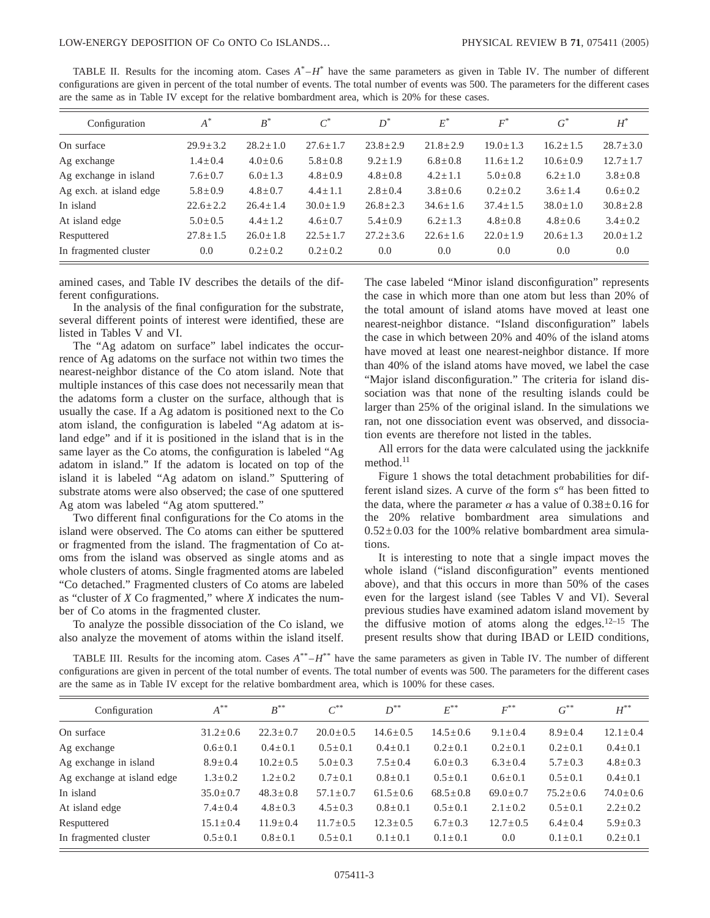TABLE II. Results for the incoming atom. Cases $A^{*}$–$H^{*}$ have the same parameters as given in Table IV. The number of different configurations are given in percent of the total number of events. The total number of events was 500. The parameters for the different cases are the same as in Table IV except for the relative bombardment area, which is 20% for these cases.

| Configuration | $A^{*}$ | $B^{*}$ | $C^{*}$ | $D^{*}$ | $E^{*}$ | $F^{*}$ | $G^{*}$ | $H^{*}$ |
|---|---|---|---|---|---|---|---|---|
| On surface | $29.9\pm3.2$ | $28.2\pm1.0$ | $27.6\pm1.7$ | $23.8\pm2.9$ | $21.8\pm2.9$ | $19.0\pm1.3$ | $16.2\pm1.5$ | $28.7\pm3.0$ |
| Ag exchange | $1.4\pm0.4$ | $4.0\pm0.6$ | $5.8\pm0.8$ | $9.2\pm1.9$ | $6.8\pm0.8$ | $11.6\pm1.2$ | $10.6\pm0.9$ | $12.7\pm1.7$ |
| Ag exchange in island | $7.6\pm0.7$ | $6.0\pm1.3$ | $4.8\pm0.9$ | $4.8\pm0.8$ | $4.2\pm1.1$ | $5.0\pm0.8$ | $6.2\pm1.0$ | $3.8\pm0.8$ |
| Ag exch. at island edge | $5.8\pm0.9$ | $4.8\pm0.7$ | $4.4\pm1.1$ | $2.8\pm0.4$ | $3.8\pm0.6$ | $0.2\pm0.2$ | $3.6\pm1.4$ | $0.6\pm0.2$ |
| In island | $22.6\pm2.2$ | $26.4\pm1.4$ | $30.0\pm1.9$ | $26.8\pm2.3$ | $34.6\pm1.6$ | $37.4\pm1.5$ | $38.0\pm1.0$ | $30.8\pm2.8$ |
| At island edge | $5.0\pm0.5$ | $4.4\pm1.2$ | $4.6\pm0.7$ | $5.4\pm0.9$ | $6.2\pm1.3$ | $4.8\pm0.8$ | $4.8\pm0.6$ | $3.4\pm0.2$ |
| Resputtered | $27.8\pm1.5$ | $26.0\pm1.8$ | $22.5\pm1.7$ | $27.2\pm3.6$ | $22.6\pm1.6$ | $22.0\pm1.9$ | $20.6\pm1.3$ | $20.0\pm1.2$ |
| In fragmented cluster | 0.0 | $0.2\pm0.2$ | $0.2\pm0.2$ | 0.0 | 0.0 | 0.0 | 0.0 | 0.0 |

amined cases, and Table IV describes the details of the different configurations.

In the analysis of the final configuration for the substrate, several different points of interest were identified, these are listed in Tables V and VI.

The "Ag adatom on surface" label indicates the occurrence of Ag adatoms on the surface not within two times the nearest-neighbor distance of the Co atom island. Note that multiple instances of this case does not necessarily mean that the adatoms form a cluster on the surface, although that is usually the case. If a Ag adatom is positioned next to the Co atom island, the configuration is labeled "Ag adatom at island edge" and if it is positioned in the island that is in the same layer as the Co atoms, the configuration is labeled "Ag adatom in island." If the adatom is located on top of the island it is labeled "Ag adatom on island." Sputtering of substrate atoms were also observed; the case of one sputtered Ag atom was labeled "Ag atom sputtered."

Two different final configurations for the Co atoms in the island were observed. The Co atoms can either be sputtered or fragmented from the island. The fragmentation of Co atoms from the island was observed as single atoms and as whole clusters of atoms. Single fragmented atoms are labeled "Co detached." Fragmented clusters of Co atoms are labeled as "cluster of *X* Co fragmented," where *X* indicates the number of Co atoms in the fragmented cluster.

To analyze the possible dissociation of the Co island, we also analyze the movement of atoms within the island itself. The case labeled "Minor island disconfiguration" represents the case in which more than one atom but less than 20% of the total amount of island atoms have moved at least one nearest-neighbor distance. "Island disconfiguration" labels the case in which between 20% and 40% of the island atoms have moved at least one nearest-neighbor distance. If more than 40% of the island atoms have moved, we label the case "Major island disconfiguration." The criteria for island dissociation was that none of the resulting islands could be larger than 25% of the original island. In the simulations we ran, not one dissociation event was observed, and dissociation events are therefore not listed in the tables.

All errors for the data were calculated using the jackknife method.[11]

Figure 1 shows the total detachment probabilities for different island sizes. A curve of the form $s^{\alpha}$ has been fitted to the data, where the parameter $\alpha$ has a value of $0.38\pm0.16$ for the 20% relative bombardment area simulations and $0.52\pm0.03$ for the 100% relative bombardment area simulations.

It is interesting to note that a single impact moves the whole island ("island disconfiguration" events mentioned above), and that this occurs in more than 50% of the cases even for the largest island (see Tables V and VI). Several previous studies have examined adatom island movement by the diffusive motion of atoms along the edges.[12–15] The present results show that during IBAD or LEID conditions,

TABLE III. Results for the incoming atom. Cases $A^{**}$–$H^{**}$ have the same parameters as given in Table IV. The number of different configurations are given in percent of the total number of events. The total number of events was 500. The parameters for the different cases are the same as in Table IV except for the relative bombardment area, which is 100% for these cases.

| Configuration | $A^{**}$ | $B^{**}$ | $C^{**}$ | $D^{**}$ | $E^{**}$ | $F^{**}$ | $G^{**}$ | $H^{**}$ |
|---|---|---|---|---|---|---|---|---|
| On surface | $31.2\pm0.6$ | $22.3\pm0.7$ | $20.0\pm0.5$ | $14.6\pm0.5$ | $14.5\pm0.6$ | $9.1\pm0.4$ | $8.9\pm0.4$ | $12.1\pm0.4$ |
| Ag exchange | $0.6\pm0.1$ | $0.4\pm0.1$ | $0.5\pm0.1$ | $0.4\pm0.1$ | $0.2\pm0.1$ | $0.2\pm0.1$ | $0.2\pm0.1$ | $0.4\pm0.1$ |
| Ag exchange in island | $8.9\pm0.4$ | $10.2\pm0.5$ | $5.0\pm0.3$ | $7.5\pm0.4$ | $6.0\pm0.3$ | $6.3\pm0.4$ | $5.7\pm0.3$ | $4.8\pm0.3$ |
| Ag exchange at island edge | $1.3\pm0.2$ | $1.2\pm0.2$ | $0.7\pm0.1$ | $0.8\pm0.1$ | $0.5\pm0.1$ | $0.6\pm0.1$ | $0.5\pm0.1$ | $0.4\pm0.1$ |
| In island | $35.0\pm0.7$ | $48.3\pm0.8$ | $57.1\pm0.7$ | $61.5\pm0.6$ | $68.5\pm0.8$ | $69.0\pm0.7$ | $75.2\pm0.6$ | $74.0\pm0.6$ |
| At island edge | $7.4\pm0.4$ | $4.8\pm0.3$ | $4.5\pm0.3$ | $0.8\pm0.1$ | $0.5\pm0.1$ | $2.1\pm0.2$ | $0.5\pm0.1$ | $2.2\pm0.2$ |
| Resputtered | $15.1\pm0.4$ | $11.9\pm0.4$ | $11.7\pm0.5$ | $12.3\pm0.5$ | $6.7\pm0.3$ | $12.7\pm0.5$ | $6.4\pm0.4$ | $5.9\pm0.3$ |
| In fragmented cluster | $0.5\pm0.1$ | $0.8\pm0.1$ | $0.5\pm0.1$ | $0.1\pm0.1$ | $0.1\pm0.1$ | 0.0 | $0.1\pm0.1$ | $0.2\pm0.1$ |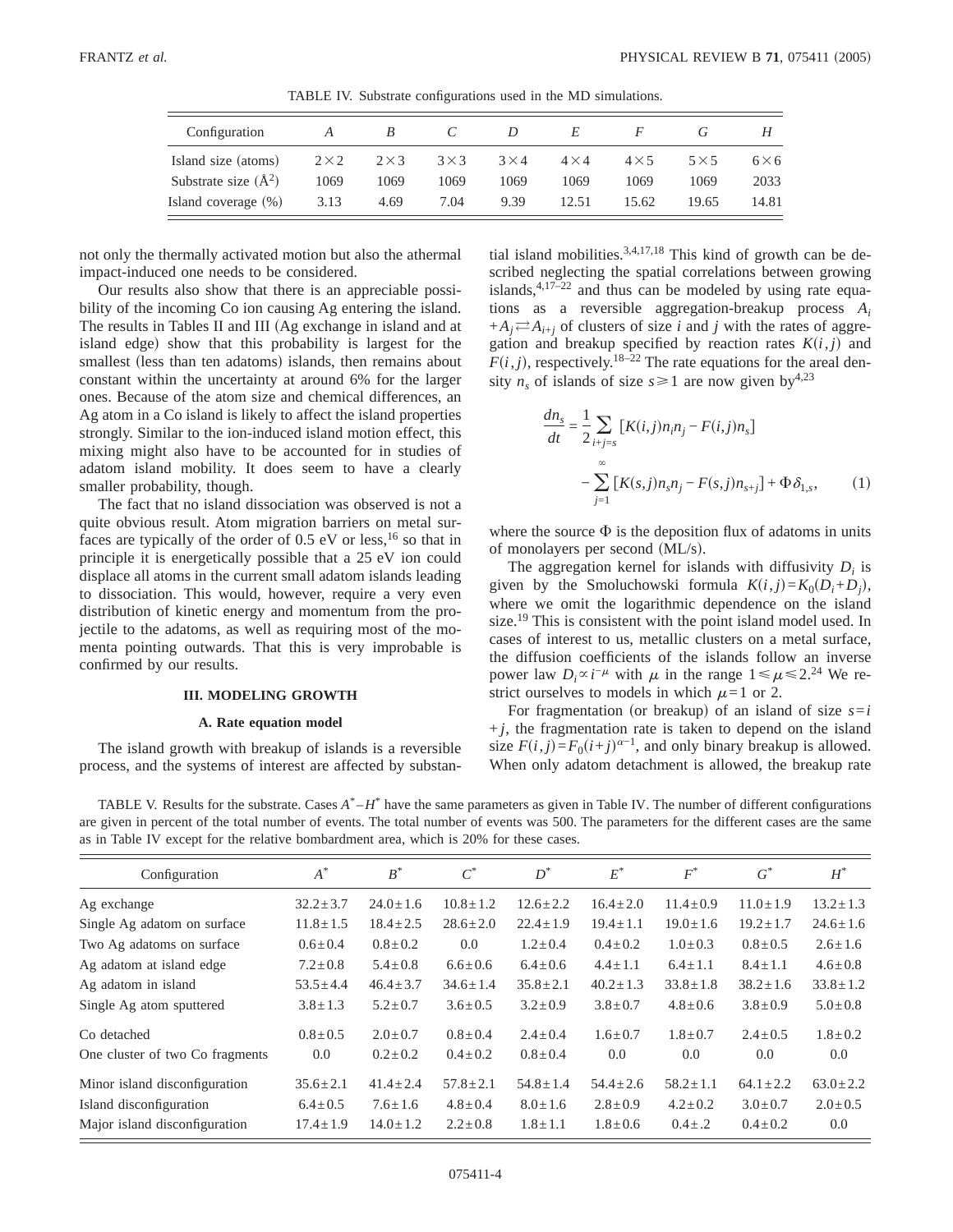TABLE IV. Substrate configurations used in the MD simulations.

| Configuration | $A$ | $B$ | $C$ | $D$ | $E$ | $F$ | $G$ | $H$ |
|---|---|---|---|---|---|---|---|---|
| Island size (atoms) | $2\times2$ | $2\times3$ | $3\times3$ | $3\times4$ | $4\times4$ | $4\times5$ | $5\times5$ | $6\times6$ |
| Substrate size (Å$^2$) | 1069 | 1069 | 1069 | 1069 | 1069 | 1069 | 1069 | 2033 |
| Island coverage (%) | 3.13 | 4.69 | 7.04 | 9.39 | 12.51 | 15.62 | 19.65 | 14.81 |

not only the thermally activated motion but also the athermal impact-induced one needs to be considered.

Our results also show that there is an appreciable possibility of the incoming Co ion causing Ag entering the island. The results in Tables II and III (Ag exchange in island and at island edge) show that this probability is largest for the smallest (less than ten adatoms) islands, then remains about constant within the uncertainty at around 6% for the larger ones. Because of the atom size and chemical differences, an Ag atom in a Co island is likely to affect the island properties strongly. Similar to the ion-induced island motion effect, this mixing might also have to be accounted for in studies of adatom island mobility. It does seem to have a clearly smaller probability, though.

The fact that no island dissociation was observed is not a quite obvious result. Atom migration barriers on metal surfaces are typically of the order of 0.5 eV or less,[16] so that in principle it is energetically possible that a 25 eV ion could displace all atoms in the current small adatom islands leading to dissociation. This would, however, require a very even distribution of kinetic energy and momentum from the projectile to the adatoms, as well as requiring most of the momenta pointing outwards. That this is very improbable is confirmed by our results.

## III. MODELING GROWTH

### A. Rate equation model

The island growth with breakup of islands is a reversible process, and the systems of interest are affected by substantial island mobilities.[3,4,17,18] This kind of growth can be described neglecting the spatial correlations between growing islands,[4,17–22] and thus can be modeled by using rate equations as a reversible aggregation-breakup process $A_i + A_j \rightleftarrows A_{i+j}$ of clusters of size $i$ and $j$ with the rates of aggregation and breakup specified by reaction rates $K(i,j)$ and $F(i,j)$, respectively.[18–22] The rate equations for the areal density $n_s$ of islands of size $s \geq 1$ are now given by[4,23]

$$\frac{dn_s}{dt} = \frac{1}{2}\sum_{i+j=s}[K(i,j)n_i n_j - F(i,j)n_s] - \sum_{j=1}^{\infty}[K(s,j)n_s n_j - F(s,j)n_{s+j}] + \Phi\delta_{1,s}, \qquad (1)$$

where the source $\Phi$ is the deposition flux of adatoms in units of monolayers per second (ML/s).

The aggregation kernel for islands with diffusivity $D_i$ is given by the Smoluchowski formula $K(i,j)=K_0(D_i+D_j)$, where we omit the logarithmic dependence on the island size.[19] This is consistent with the point island model used. In cases of interest to us, metallic clusters on a metal surface, the diffusion coefficients of the islands follow an inverse power law $D_i \propto i^{-\mu}$ with $\mu$ in the range $1 \leq \mu \leq 2$.[24] We restrict ourselves to models in which $\mu = 1$ or 2.

For fragmentation (or breakup) of an island of size $s = i + j$, the fragmentation rate is taken to depend on the island size $F(i,j) = F_0(i+j)^{\alpha-1}$, and only binary breakup is allowed. When only adatom detachment is allowed, the breakup rate

TABLE V. Results for the substrate. Cases $A^*$–$H^*$ have the same parameters as given in Table IV. The number of different configurations are given in percent of the total number of events. The total number of events was 500. The parameters for the different cases are the same as in Table IV except for the relative bombardment area, which is 20% for these cases.

| Configuration | $A^*$ | $B^*$ | $C^*$ | $D^*$ | $E^*$ | $F^*$ | $G^*$ | $H^*$ |
|---|---|---|---|---|---|---|---|---|
| Ag exchange | $32.2\pm3.7$ | $24.0\pm1.6$ | $10.8\pm1.2$ | $12.6\pm2.2$ | $16.4\pm2.0$ | $11.4\pm0.9$ | $11.0\pm1.9$ | $13.2\pm1.3$ |
| Single Ag adatom on surface | $11.8\pm1.5$ | $18.4\pm2.5$ | $28.6\pm2.0$ | $22.4\pm1.9$ | $19.4\pm1.1$ | $19.0\pm1.6$ | $19.2\pm1.7$ | $24.6\pm1.6$ |
| Two Ag adatoms on surface | $0.6\pm0.4$ | $0.8\pm0.2$ | 0.0 | $1.2\pm0.4$ | $0.4\pm0.2$ | $1.0\pm0.3$ | $0.8\pm0.5$ | $2.6\pm1.6$ |
| Ag adatom at island edge | $7.2\pm0.8$ | $5.4\pm0.8$ | $6.6\pm0.6$ | $6.4\pm0.6$ | $4.4\pm1.1$ | $6.4\pm1.1$ | $8.4\pm1.1$ | $4.6\pm0.8$ |
| Ag adatom in island | $53.5\pm4.4$ | $46.4\pm3.7$ | $34.6\pm1.4$ | $35.8\pm2.1$ | $40.2\pm1.3$ | $33.8\pm1.8$ | $38.2\pm1.6$ | $33.8\pm1.2$ |
| Single Ag atom sputtered | $3.8\pm1.3$ | $5.2\pm0.7$ | $3.6\pm0.5$ | $3.2\pm0.9$ | $3.8\pm0.7$ | $4.8\pm0.6$ | $3.8\pm0.9$ | $5.0\pm0.8$ |
| Co detached | $0.8\pm0.5$ | $2.0\pm0.7$ | $0.8\pm0.4$ | $2.4\pm0.4$ | $1.6\pm0.7$ | $1.8\pm0.7$ | $2.4\pm0.5$ | $1.8\pm0.2$ |
| One cluster of two Co fragments | 0.0 | $0.2\pm0.2$ | $0.4\pm0.2$ | $0.8\pm0.4$ | 0.0 | 0.0 | 0.0 | 0.0 |
| Minor island disconfiguration | $35.6\pm2.1$ | $41.4\pm2.4$ | $57.8\pm2.1$ | $54.8\pm1.4$ | $54.4\pm2.6$ | $58.2\pm1.1$ | $64.1\pm2.2$ | $63.0\pm2.2$ |
| Island disconfiguration | $6.4\pm0.5$ | $7.6\pm1.6$ | $4.8\pm0.4$ | $8.0\pm1.6$ | $2.8\pm0.9$ | $4.2\pm0.2$ | $3.0\pm0.7$ | $2.0\pm0.5$ |
| Major island disconfiguration | $17.4\pm1.9$ | $14.0\pm1.2$ | $2.2\pm0.8$ | $1.8\pm1.1$ | $1.8\pm0.6$ | $0.4\pm.2$ | $0.4\pm0.2$ | 0.0 |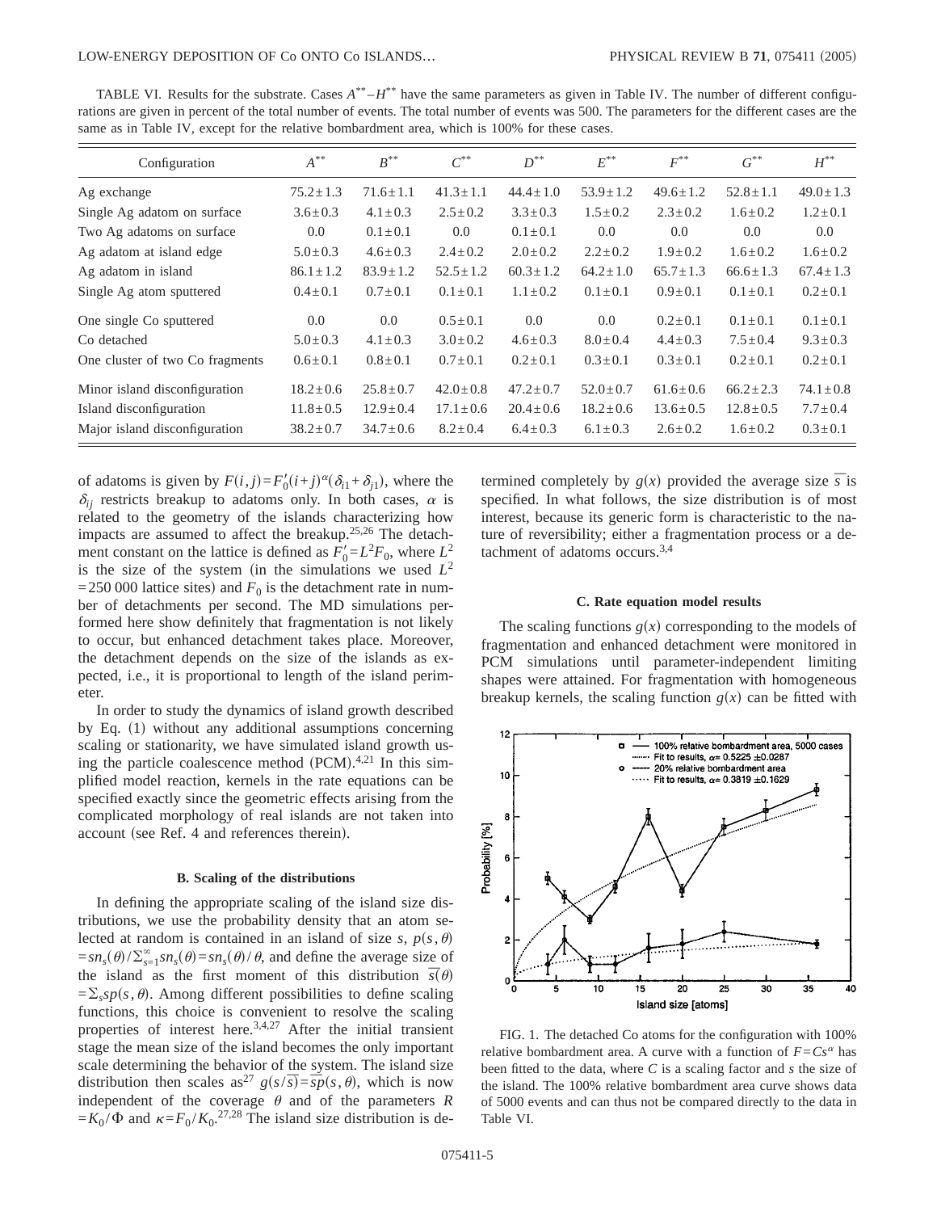TABLE VI. Results for the substrate. Cases $A^{**}$–$H^{**}$ have the same parameters as given in Table IV. The number of different configurations are given in percent of the total number of events. The total number of events was 500. The parameters for the different cases are the same as in Table IV, except for the relative bombardment area, which is 100% for these cases.

| Configuration | $A^{**}$ | $B^{**}$ | $C^{**}$ | $D^{**}$ | $E^{**}$ | $F^{**}$ | $G^{**}$ | $H^{**}$ |
|---|---|---|---|---|---|---|---|---|
| Ag exchange | $75.2\pm1.3$ | $71.6\pm1.1$ | $41.3\pm1.1$ | $44.4\pm1.0$ | $53.9\pm1.2$ | $49.6\pm1.2$ | $52.8\pm1.1$ | $49.0\pm1.3$ |
| Single Ag adatom on surface | $3.6\pm0.3$ | $4.1\pm0.3$ | $2.5\pm0.2$ | $3.3\pm0.3$ | $1.5\pm0.2$ | $2.3\pm0.2$ | $1.6\pm0.2$ | $1.2\pm0.1$ |
| Two Ag adatoms on surface | 0.0 | $0.1\pm0.1$ | 0.0 | $0.1\pm0.1$ | 0.0 | 0.0 | 0.0 | 0.0 |
| Ag adatom at island edge | $5.0\pm0.3$ | $4.6\pm0.3$ | $2.4\pm0.2$ | $2.0\pm0.2$ | $2.2\pm0.2$ | $1.9\pm0.2$ | $1.6\pm0.2$ | $1.6\pm0.2$ |
| Ag adatom in island | $86.1\pm1.2$ | $83.9\pm1.2$ | $52.5\pm1.2$ | $60.3\pm1.2$ | $64.2\pm1.0$ | $65.7\pm1.3$ | $66.6\pm1.3$ | $67.4\pm1.3$ |
| Single Ag atom sputtered | $0.4\pm0.1$ | $0.7\pm0.1$ | $0.1\pm0.1$ | $1.1\pm0.2$ | $0.1\pm0.1$ | $0.9\pm0.1$ | $0.1\pm0.1$ | $0.2\pm0.1$ |
| One single Co sputtered | 0.0 | 0.0 | $0.5\pm0.1$ | 0.0 | 0.0 | $0.2\pm0.1$ | $0.1\pm0.1$ | $0.1\pm0.1$ |
| Co detached | $5.0\pm0.3$ | $4.1\pm0.3$ | $3.0\pm0.2$ | $4.6\pm0.3$ | $8.0\pm0.4$ | $4.4\pm0.3$ | $7.5\pm0.4$ | $9.3\pm0.3$ |
| One cluster of two Co fragments | $0.6\pm0.1$ | $0.8\pm0.1$ | $0.7\pm0.1$ | $0.2\pm0.1$ | $0.3\pm0.1$ | $0.3\pm0.1$ | $0.2\pm0.1$ | $0.2\pm0.1$ |
| Minor island disconfiguration | $18.2\pm0.6$ | $25.8\pm0.7$ | $42.0\pm0.8$ | $47.2\pm0.7$ | $52.0\pm0.7$ | $61.6\pm0.6$ | $66.2\pm2.3$ | $74.1\pm0.8$ |
| Island disconfiguration | $11.8\pm0.5$ | $12.9\pm0.4$ | $17.1\pm0.6$ | $20.4\pm0.6$ | $18.2\pm0.6$ | $13.6\pm0.5$ | $12.8\pm0.5$ | $7.7\pm0.4$ |
| Major island disconfiguration | $38.2\pm0.7$ | $34.7\pm0.6$ | $8.2\pm0.4$ | $6.4\pm0.3$ | $6.1\pm0.3$ | $2.6\pm0.2$ | $1.6\pm0.2$ | $0.3\pm0.1$ |

of adatoms is given by $F(i,j)=F_0'(i+j)^{\alpha}(\delta_{i1}+\delta_{j1})$, where the $\delta_{ij}$ restricts breakup to adatoms only. In both cases, $\alpha$ is related to the geometry of the islands characterizing how impacts are assumed to affect the breakup.[25,26] The detachment constant on the lattice is defined as $F_0'=L^2F_0$, where $L^2$ is the size of the system (in the simulations we used $L^2=250\,000$ lattice sites) and $F_0$ is the detachment rate in number of detachments per second. The MD simulations performed here show definitely that fragmentation is not likely to occur, but enhanced detachment takes place. Moreover, the detachment depends on the size of the islands as expected, i.e., it is proportional to length of the island perimeter.

In order to study the dynamics of island growth described by Eq. (1) without any additional assumptions concerning scaling or stationarity, we have simulated island growth using the particle coalescence method (PCM).[4,21] In this simplified model reaction, kernels in the rate equations can be specified exactly since the geometric effects arising from the complicated morphology of real islands are not taken into account (see Ref. 4 and references therein).

### B. Scaling of the distributions

In defining the appropriate scaling of the island size distributions, we use the probability density that an atom selected at random is contained in an island of size $s$, $p(s,\theta)=sn_s(\theta)/\sum_{s=1}^{\infty}sn_s(\theta)=sn_s(\theta)/\theta$, and define the average size of the island as the first moment of this distribution $\overline{s}(\theta)=\sum_s sp(s,\theta)$. Among different possibilities to define scaling functions, this choice is convenient to resolve the scaling properties of interest here.[3,4,27] After the initial transient stage the mean size of the island becomes the only important scale determining the behavior of the system. The island size distribution then scales as[27] $g(s/\overline{s})=\overline{s}p(s,\theta)$, which is now independent of the coverage $\theta$ and of the parameters $R=K_0/\Phi$ and $\kappa=F_0/K_0$.[27,28] The island size distribution is determined completely by $g(x)$ provided the average size $\overline{s}$ is specified. In what follows, the size distribution is of most interest, because its generic form is characteristic to the nature of reversibility; either a fragmentation process or a detachment of adatoms occurs.[3,4]

### C. Rate equation model results

The scaling functions $g(x)$ corresponding to the models of fragmentation and enhanced detachment were monitored in PCM simulations until parameter-independent limiting shapes were attained. For fragmentation with homogeneous breakup kernels, the scaling function $g(x)$ can be fitted with

FIG. 1. The detached Co atoms for the configuration with 100% relative bombardment area. A curve with a function of $F=Cs^{\alpha}$ has been fitted to the data, where $C$ is a scaling factor and $s$ the size of the island. The 100% relative bombardment area curve shows data of 5000 events and can thus not be compared directly to the data in Table VI.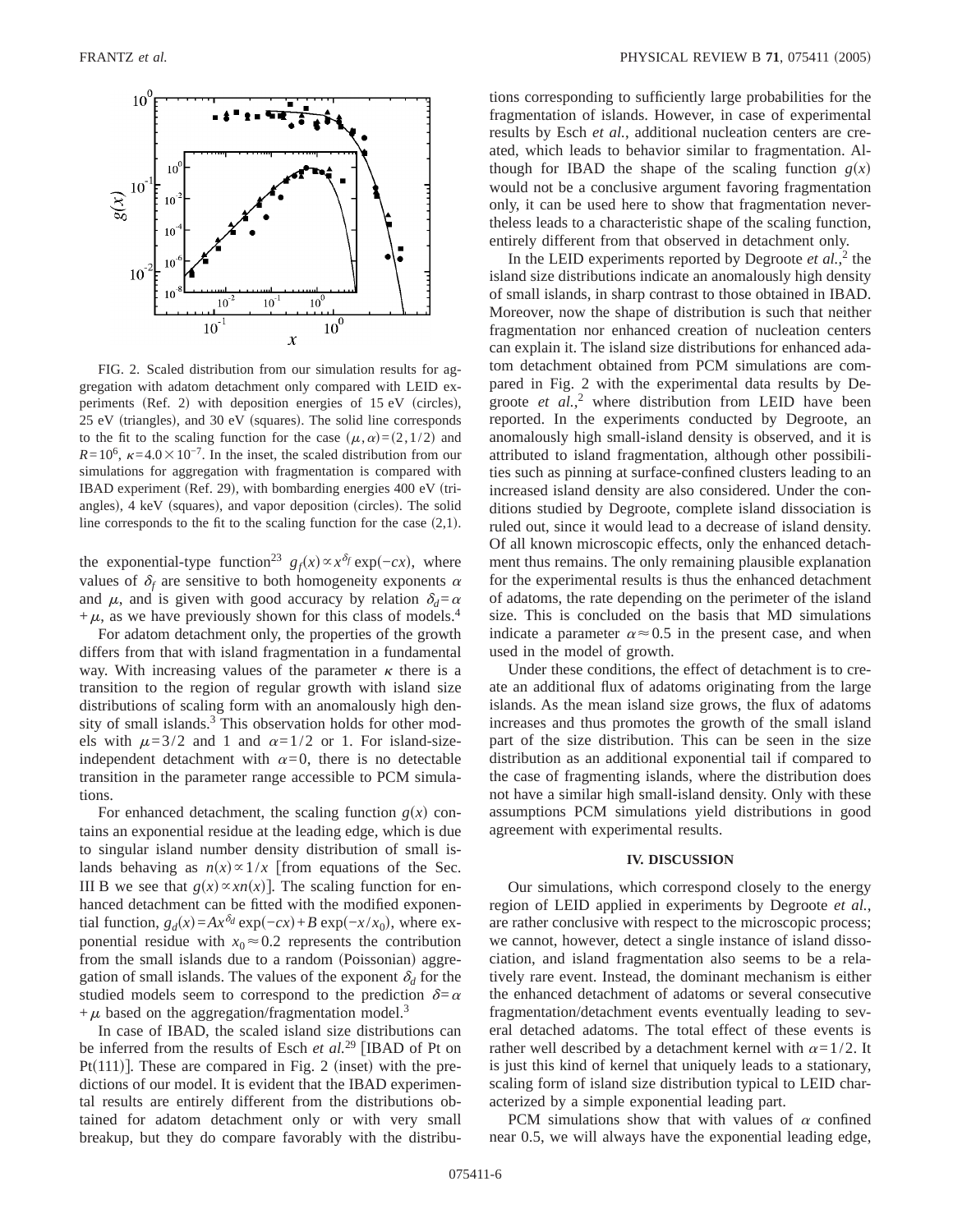$10^0$

$10^{-1}$

$10^{-2}$

$g(x)$

$10^{-1}$

$10^0$

$x$

$10^0$

$10^{-2}$

$10^{-4}$

$10^{-6}$

$10^{-8}$

$10^{-2}$

$10^{-1}$

$10^0$

FIG. 2. Scaled distribution from our simulation results for aggregation with adatom detachment only compared with LEID experiments (Ref. 2) with deposition energies of 15 eV (circles), 25 eV (triangles), and 30 eV (squares). The solid line corresponds to the fit to the scaling function for the case $(\mu,\alpha)=(2,1/2)$ and $R=10^6$, $\kappa=4.0\times10^{-7}$. In the inset, the scaled distribution from our simulations for aggregation with fragmentation is compared with IBAD experiment (Ref. 29), with bombarding energies 400 eV (triangles), 4 keV (squares), and vapor deposition (circles). The solid line corresponds to the fit to the scaling function for the case (2,1).

the exponential-type function[23] $g_f(x)\propto x^{\delta_f}\exp(-cx)$, where values of $\delta_f$ are sensitive to both homogeneity exponents $\alpha$ and $\mu$, and is given with good accuracy by relation $\delta_d=\alpha+\mu$, as we have previously shown for this class of models.[4]

For adatom detachment only, the properties of the growth differs from that with island fragmentation in a fundamental way. With increasing values of the parameter $\kappa$ there is a transition to the region of regular growth with island size distributions of scaling form with an anomalously high density of small islands.[3] This observation holds for other models with $\mu=3/2$ and 1 and $\alpha=1/2$ or 1. For island-size-independent detachment with $\alpha=0$, there is no detectable transition in the parameter range accessible to PCM simulations.

For enhanced detachment, the scaling function $g(x)$ contains an exponential residue at the leading edge, which is due to singular island number density distribution of small islands behaving as $n(x)\propto 1/x$ [from equations of the Sec. III B we see that $g(x)\propto xn(x)$]. The scaling function for enhanced detachment can be fitted with the modified exponential function, $g_d(x)=Ax^{\delta_d}\exp(-cx)+B\exp(-x/x_0)$, where exponential residue with $x_0\approx0.2$ represents the contribution from the small islands due to a random (Poissonian) aggregation of small islands. The values of the exponent $\delta_d$ for the studied models seem to correspond to the prediction $\delta=\alpha+\mu$ based on the aggregation/fragmentation model.[3]

In case of IBAD, the scaled island size distributions can be inferred from the results of Esch *et al.*[29] [IBAD of Pt on Pt(111)]. These are compared in Fig. 2 (inset) with the predictions of our model. It is evident that the IBAD experimental results are entirely different from the distributions obtained for adatom detachment only or with very small breakup, but they do compare favorably with the distributions corresponding to sufficiently large probabilities for the fragmentation of islands. However, in case of experimental results by Esch *et al.*, additional nucleation centers are created, which leads to behavior similar to fragmentation. Although for IBAD the shape of the scaling function $g(x)$ would not be a conclusive argument favoring fragmentation only, it can be used here to show that fragmentation nevertheless leads to a characteristic shape of the scaling function, entirely different from that observed in detachment only.

In the LEID experiments reported by Degroote *et al.*,[2] the island size distributions indicate an anomalously high density of small islands, in sharp contrast to those obtained in IBAD. Moreover, now the shape of distribution is such that neither fragmentation nor enhanced creation of nucleation centers can explain it. The island size distributions for enhanced adatom detachment obtained from PCM simulations are compared in Fig. 2 with the experimental data results by Degroote *et al.*,[2] where distribution from LEID have been reported. In the experiments conducted by Degroote, an anomalously high small-island density is observed, and it is attributed to island fragmentation, although other possibilities such as pinning at surface-confined clusters leading to an increased island density are also considered. Under the conditions studied by Degroote, complete island dissociation is ruled out, since it would lead to a decrease of island density. Of all known microscopic effects, only the enhanced detachment thus remains. The only remaining plausible explanation for the experimental results is thus the enhanced detachment of adatoms, the rate depending on the perimeter of the island size. This is concluded on the basis that MD simulations indicate a parameter $\alpha\approx0.5$ in the present case, and when used in the model of growth.

Under these conditions, the effect of detachment is to create an additional flux of adatoms originating from the large islands. As the mean island size grows, the flux of adatoms increases and thus promotes the growth of the small island part of the size distribution. This can be seen in the size distribution as an additional exponential tail if compared to the case of fragmenting islands, where the distribution does not have a similar high small-island density. Only with these assumptions PCM simulations yield distributions in good agreement with experimental results.

## IV. DISCUSSION

Our simulations, which correspond closely to the energy region of LEID applied in experiments by Degroote *et al.*, are rather conclusive with respect to the microscopic process; we cannot, however, detect a single instance of island dissociation, and island fragmentation also seems to be a relatively rare event. Instead, the dominant mechanism is either the enhanced detachment of adatoms or several consecutive fragmentation/detachment events eventually leading to several detached adatoms. The total effect of these events is rather well described by a detachment kernel with $\alpha=1/2$. It is just this kind of kernel that uniquely leads to a stationary, scaling form of island size distribution typical to LEID characterized by a simple exponential leading part.

PCM simulations show that with values of $\alpha$ confined near 0.5, we will always have the exponential leading edge,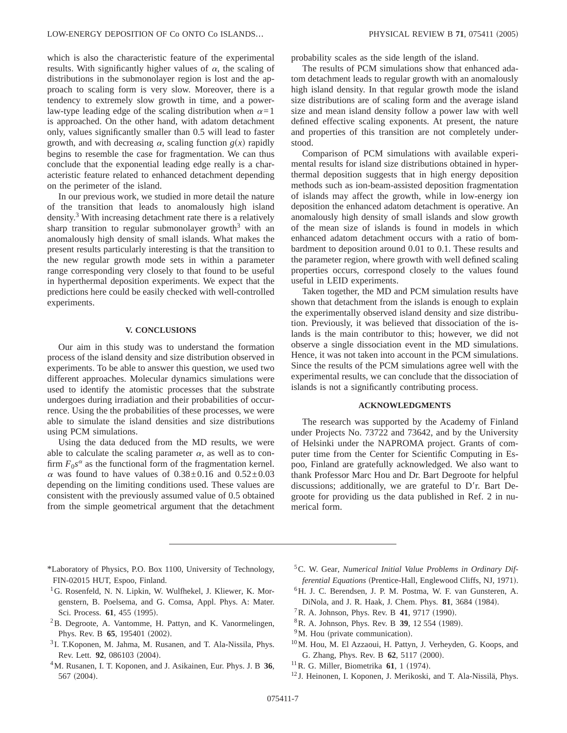which is also the characteristic feature of the experimental results. With significantly higher values of $\alpha$, the scaling of distributions in the submonolayer region is lost and the approach to scaling form is very slow. Moreover, there is a tendency to extremely slow growth in time, and a power-law-type leading edge of the scaling distribution when $\alpha=1$ is approached. On the other hand, with adatom detachment only, values significantly smaller than 0.5 will lead to faster growth, and with decreasing $\alpha$, scaling function $g(x)$ rapidly begins to resemble the case for fragmentation. We can thus conclude that the exponential leading edge really is a characteristic feature related to enhanced detachment depending on the perimeter of the island.

In our previous work, we studied in more detail the nature of the transition that leads to anomalously high island density.[3] With increasing detachment rate there is a relatively sharp transition to regular submonolayer growth[3] with an anomalously high density of small islands. What makes the present results particularly interesting is that the transition to the new regular growth mode sets in within a parameter range corresponding very closely to that found to be useful in hyperthermal deposition experiments. We expect that the predictions here could be easily checked with well-controlled experiments.

## V. CONCLUSIONS

Our aim in this study was to understand the formation process of the island density and size distribution observed in experiments. To be able to answer this question, we used two different approaches. Molecular dynamics simulations were used to identify the atomistic processes that the substrate undergoes during irradiation and their probabilities of occurrence. Using the the probabilities of these processes, we were able to simulate the island densities and size distributions using PCM simulations.

Using the data deduced from the MD results, we were able to calculate the scaling parameter $\alpha$, as well as to confirm $F_0 s^\alpha$ as the functional form of the fragmentation kernel. $\alpha$ was found to have values of $0.38\pm0.16$ and $0.52\pm0.03$ depending on the limiting conditions used. These values are consistent with the previously assumed value of 0.5 obtained from the simple geometrical argument that the detachment probability scales as the side length of the island.

The results of PCM simulations show that enhanced adatom detachment leads to regular growth with an anomalously high island density. In that regular growth mode the island size distributions are of scaling form and the average island size and mean island density follow a power law with well defined effective scaling exponents. At present, the nature and properties of this transition are not completely understood.

Comparison of PCM simulations with available experimental results for island size distributions obtained in hyperthermal deposition suggests that in high energy deposition methods such as ion-beam-assisted deposition fragmentation of islands may affect the growth, while in low-energy ion deposition the enhanced adatom detachment is operative. An anomalously high density of small islands and slow growth of the mean size of islands is found in models in which enhanced adatom detachment occurs with a ratio of bombardment to deposition around 0.01 to 0.1. These results and the parameter region, where growth with well defined scaling properties occurs, correspond closely to the values found useful in LEID experiments.

Taken together, the MD and PCM simulation results have shown that detachment from the islands is enough to explain the experimentally observed island density and size distribution. Previously, it was believed that dissociation of the islands is the main contributor to this; however, we did not observe a single dissociation event in the MD simulations. Hence, it was not taken into account in the PCM simulations. Since the results of the PCM simulations agree well with the experimental results, we can conclude that the dissociation of islands is not a significantly contributing process.

## ACKNOWLEDGMENTS

The research was supported by the Academy of Finland under Projects No. 73722 and 73642, and by the University of Helsinki under the NAPROMA project. Grants of computer time from the Center for Scientific Computing in Espoo, Finland are gratefully acknowledged. We also want to thank Professor Marc Hou and Dr. Bart Degroote for helpful discussions; additionally, we are grateful to D'r. Bart Degroote for providing us the data published in Ref. 2 in numerical form.

---

*Laboratory of Physics, P.O. Box 1100, University of Technology, FIN-02015 HUT, Espoo, Finland.

[1] G. Rosenfeld, N. N. Lipkin, W. Wulfhekel, J. Kliewer, K. Morgenstern, B. Poelsema, and G. Comsa, Appl. Phys. A: Mater. Sci. Process. **61**, 455 (1995).

[2] B. Degroote, A. Vantomme, H. Pattyn, and K. Vanormelingen, Phys. Rev. B **65**, 195401 (2002).

[3] I. T.Koponen, M. Jahma, M. Rusanen, and T. Ala-Nissila, Phys. Rev. Lett. **92**, 086103 (2004).

[4] M. Rusanen, I. T. Koponen, and J. Asikainen, Eur. Phys. J. B **36**, 567 (2004).

[5] C. W. Gear, *Numerical Initial Value Problems in Ordinary Differential Equations* (Prentice-Hall, Englewood Cliffs, NJ, 1971).

[6] H. J. C. Berendsen, J. P. M. Postma, W. F. van Gunsteren, A. DiNola, and J. R. Haak, J. Chem. Phys. **81**, 3684 (1984).

[7] R. A. Johnson, Phys. Rev. B **41**, 9717 (1990).

[8] R. A. Johnson, Phys. Rev. B **39**, 12 554 (1989).

[9] M. Hou (private communication).

[10] M. Hou, M. El Azzaoui, H. Pattyn, J. Verheyden, G. Koops, and G. Zhang, Phys. Rev. B **62**, 5117 (2000).

[11] R. G. Miller, Biometrika **61**, 1 (1974).

[12] J. Heinonen, I. Koponen, J. Merikoski, and T. Ala-Nissilä, Phys.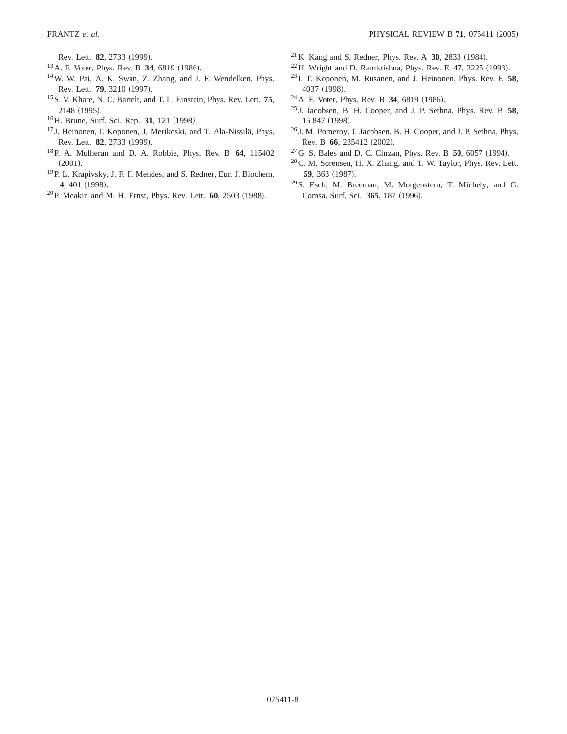Rev. Lett. **82**, 2733 (1999).

[13] A. F. Voter, Phys. Rev. B **34**, 6819 (1986).

[14] W. W. Pai, A. K. Swan, Z. Zhang, and J. F. Wendelken, Phys. Rev. Lett. **79**, 3210 (1997).

[15] S. V. Khare, N. C. Bartelt, and T. L. Einstein, Phys. Rev. Lett. **75**, 2148 (1995).

[16] H. Brune, Surf. Sci. Rep. **31**, 121 (1998).

[17] J. Heinonen, I. Koponen, J. Merikoski, and T. Ala-Nissilä, Phys. Rev. Lett. **82**, 2733 (1999).

[18] P. A. Mulheran and D. A. Robbie, Phys. Rev. B **64**, 115402 (2001).

[19] P. L. Krapivsky, J. F. F. Mendes, and S. Redner, Eur. J. Biochem. **4**, 401 (1998).

[20] P. Meakin and M. H. Ernst, Phys. Rev. Lett. **60**, 2503 (1988).

[21] K. Kang and S. Redner, Phys. Rev. A **30**, 2833 (1984).

[22] H. Wright and D. Ramkrishna, Phys. Rev. E **47**, 3225 (1993).

[23] I. T. Koponen, M. Rusanen, and J. Heinonen, Phys. Rev. E **58**, 4037 (1998).

[24] A. F. Voter, Phys. Rev. B **34**, 6819 (1986).

[25] J. Jacobsen, B. H. Cooper, and J. P. Sethna, Phys. Rev. B **58**, 15 847 (1998).

[26] J. M. Pomeroy, J. Jacobsen, B. H. Cooper, and J. P. Sethna, Phys. Rev. B **66**, 235412 (2002).

[27] G. S. Bales and D. C. Chrzan, Phys. Rev. B **50**, 6057 (1994).

[28] C. M. Sorensen, H. X. Zhang, and T. W. Taylor, Phys. Rev. Lett. **59**, 363 (1987).

[29] S. Esch, M. Breeman, M. Morgenstern, T. Michely, and G. Comsa, Surf. Sci. **365**, 187 (1996).